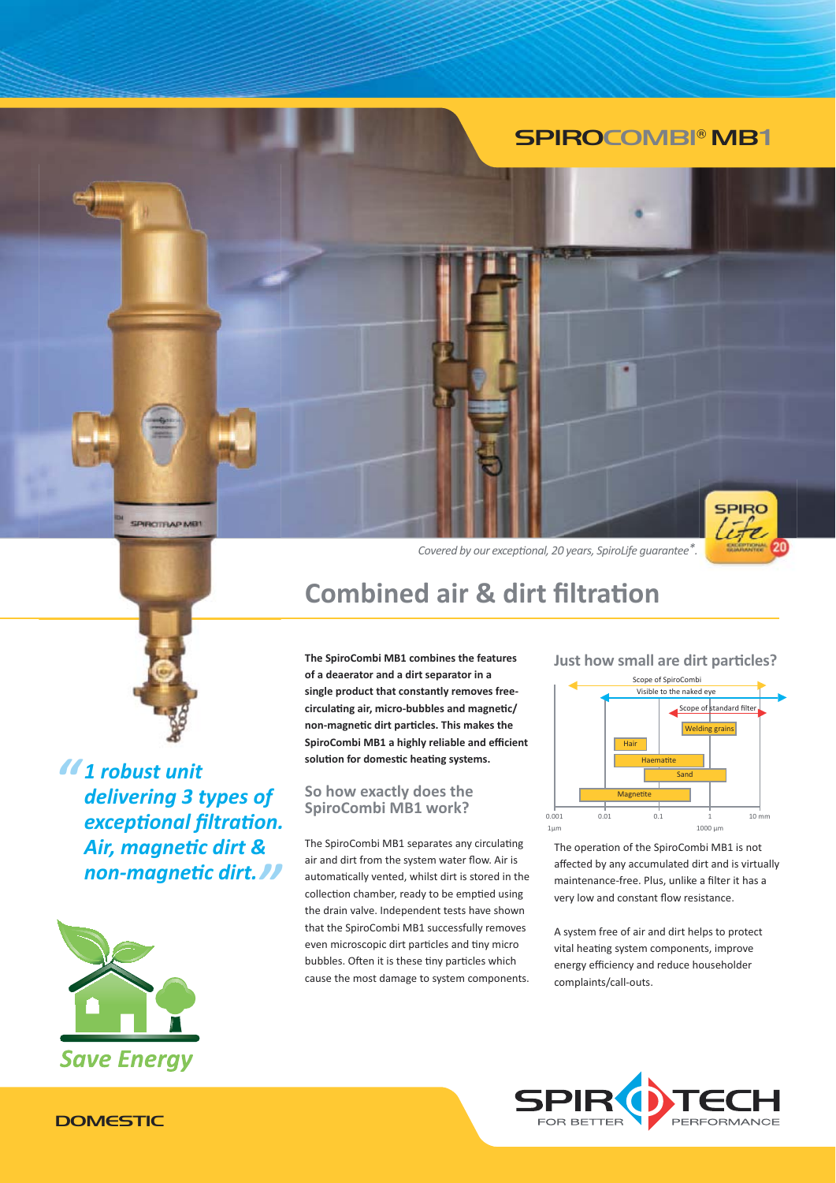# SPIROCOMBI® MB1

*Covered by our exceptional, 20 years, SpiroLife guarantee*.*

## Combined air & dirt filtration

*"1 robust unit delivering 3 types of exceptional filtration. Air, magnetic dirt & non-magnetic dirt."*

*Save Energy*

**The SpiroCombi MB1 combines the features of a deaerator and a dirt separator in a single product that constantly removes free-circulating air, micro-bubbles and magnetic/non-magnetic dirt particles. This makes the SpiroCombi MB1 a highly reliable and efficient solution for domestic heating systems.**

### So how exactly does the SpiroCombi MB1 work?

The SpiroCombi MB1 separates any circulating air and dirt from the system water flow. Air is automatically vented, whilst dirt is stored in the collection chamber, ready to be emptied using the drain valve. Independent tests have shown that the SpiroCombi MB1 successfully removes even microscopic dirt particles and tiny micro bubbles. Often it is these tiny particles which cause the most damage to system components.

### Just how small are dirt particles?

Scope of SpiroCombi

Visible to the naked eye

Scope of standard filter

Welding grains

Hair

Haematite

Sand

Magnetite

0.001 1µm | 0.01 | 0.1 | 1 1000 µm | 10 mm

The operation of the SpiroCombi MB1 is not affected by any accumulated dirt and is virtually maintenance-free. Plus, unlike a filter it has a very low and constant flow resistance.

A system free of air and dirt helps to protect vital heating system components, improve energy efficiency and reduce householder complaints/call-outs.

SPIROTECH FOR BETTER PERFORMANCE

DOMESTIC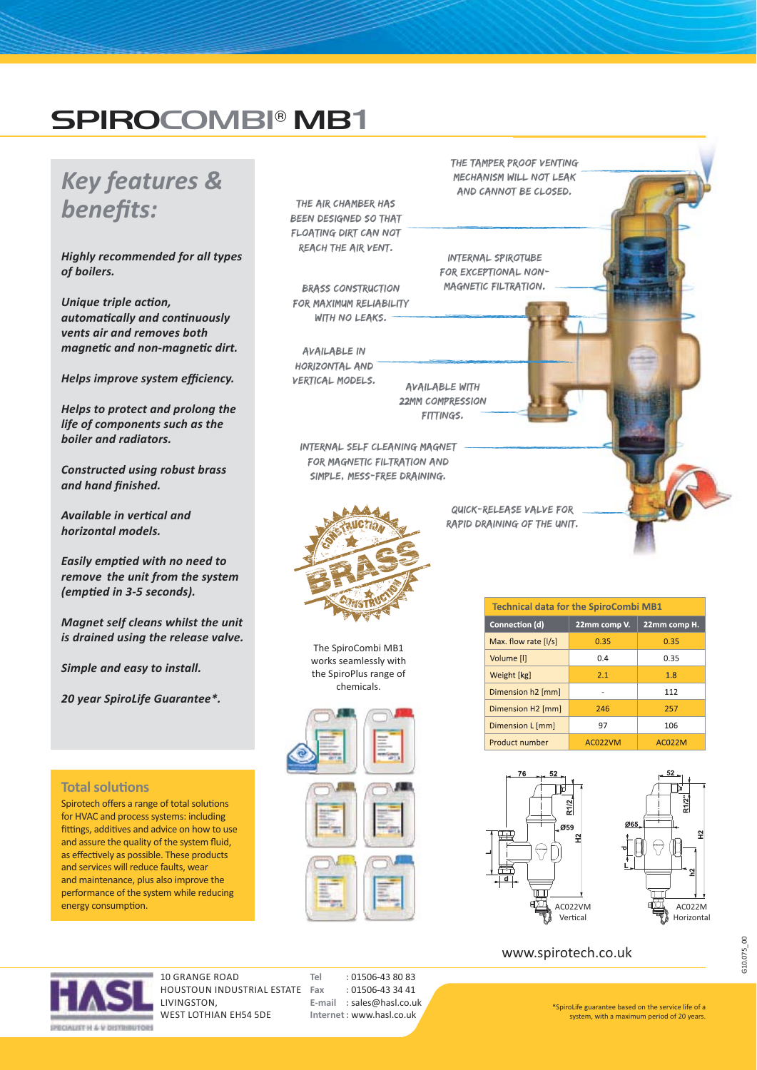# SPIROCOMBI® MB1

## Key features & benefits:

***Highly recommended for all types of boilers.***

***Unique triple action, automatically and continuously vents air and removes both magnetic and non-magnetic dirt.***

***Helps improve system efficiency.***

***Helps to protect and prolong the life of components such as the boiler and radiators.***

***Constructed using robust brass and hand finished.***

***Available in vertical and horizontal models.***

***Easily emptied with no need to remove the unit from the system (emptied in 3-5 seconds).***

***Magnet self cleans whilst the unit is drained using the release valve.***

***Simple and easy to install.***

***20 year SpiroLife Guarantee*.***

THE TAMPER PROOF VENTING MECHANISM WILL NOT LEAK AND CANNOT BE CLOSED.

THE AIR CHAMBER HAS BEEN DESIGNED SO THAT FLOATING DIRT CAN NOT REACH THE AIR VENT.

INTERNAL SPIROTUBE FOR EXCEPTIONAL NON-MAGNETIC FILTRATION.

BRASS CONSTRUCTION FOR MAXIMUM RELIABILITY WITH NO LEAKS.

AVAILABLE IN HORIZONTAL AND VERTICAL MODELS.

AVAILABLE WITH 22MM COMPRESSION FITTINGS.

INTERNAL SELF CLEANING MAGNET FOR MAGNETIC FILTRATION AND SIMPLE, MESS-FREE DRAINING.

QUICK-RELEASE VALVE FOR RAPID DRAINING OF THE UNIT.

BRASS CONSTRUCTION

The SpiroCombi MB1 works seamlessly with the SpiroPlus range of chemicals.

### Total solutions

Spirotech offers a range of total solutions for HVAC and process systems: including fittings, additives and advice on how to use and assure the quality of the system fluid, as effectively as possible. These products and services will reduce faults, wear and maintenance, plus also improve the performance of the system while reducing energy consumption.

| Technical data for the SpiroCombi MB1 | | |
|---|---|---|
| Connection (d) | 22mm comp V. | 22mm comp H. |
| Max. flow rate [l/s] | 0.35 | 0.35 |
| Volume [l] | 0.4 | 0.35 |
| Weight [kg] | 2.1 | 1.8 |
| Dimension h2 [mm] | - | 112 |
| Dimension H2 [mm] | 246 | 257 |
| Dimension L [mm] | 97 | 106 |
| Product number | AC022VM | AC022M |

76
52
R1/2
Ø59
H2
L
d
AC022VM
Vertical

52
R1/2"
Ø65
H2
d
L
h2
AC022M
Horizontal

www.spirotech.co.uk

G10.075_00

HASL
SPECIALIST H & V DISTRIBUTORS

10 GRANGE ROAD
HOUSTOUN INDUSTRIAL ESTATE
LIVINGSTON,
WEST LOTHIAN EH54 5DE

Tel : 01506-43 80 83
Fax : 01506-43 34 41
E-mail : sales@hasl.co.uk
Internet : www.hasl.co.uk

*SpiroLife guarantee based on the service life of a system, with a maximum period of 20 years.